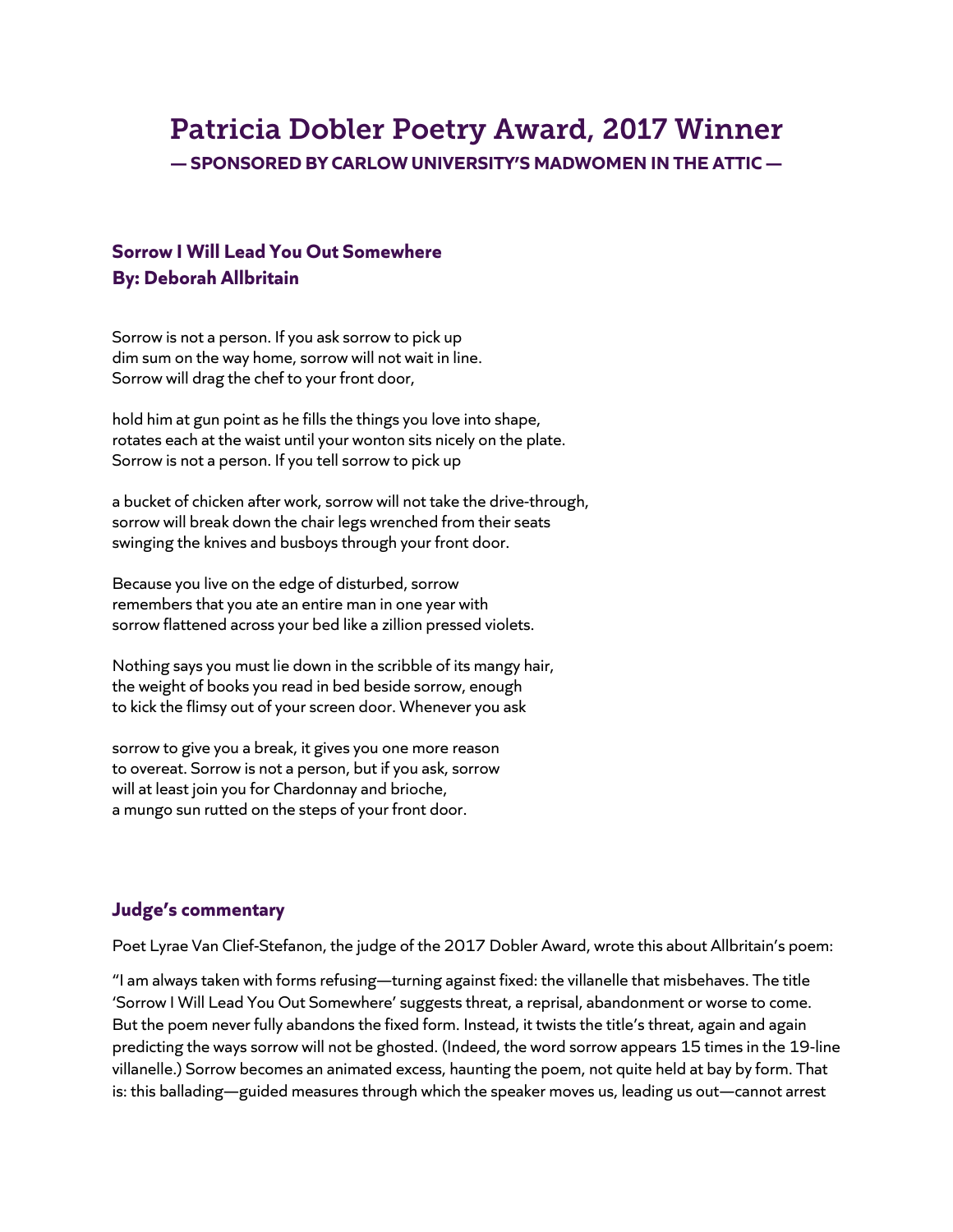# Patricia Dobler Poetry Award, 2017 Winner

**— SPONSORED BY CARLOW UNIVERSITY'S MADWOMEN IN THE ATTIC —**

### Sorrow I Will Lead You Out Somewhere
### By: Deborah Allbritain

Sorrow is not a person. If you ask sorrow to pick up  
dim sum on the way home, sorrow will not wait in line.  
Sorrow will drag the chef to your front door,

hold him at gun point as he fills the things you love into shape,  
rotates each at the waist until your wonton sits nicely on the plate.  
Sorrow is not a person. If you tell sorrow to pick up

a bucket of chicken after work, sorrow will not take the drive-through,  
sorrow will break down the chair legs wrenched from their seats  
swinging the knives and busboys through your front door.

Because you live on the edge of disturbed, sorrow  
remembers that you ate an entire man in one year with  
sorrow flattened across your bed like a zillion pressed violets.

Nothing says you must lie down in the scribble of its mangy hair,  
the weight of books you read in bed beside sorrow, enough  
to kick the flimsy out of your screen door. Whenever you ask

sorrow to give you a break, it gives you one more reason  
to overeat. Sorrow is not a person, but if you ask, sorrow  
will at least join you for Chardonnay and brioche,  
a mungo sun rutted on the steps of your front door.

### Judge's commentary

Poet Lyrae Van Clief-Stefanon, the judge of the 2017 Dobler Award, wrote this about Allbritain's poem:

"I am always taken with forms refusing—turning against fixed: the villanelle that misbehaves. The title 'Sorrow I Will Lead You Out Somewhere' suggests threat, a reprisal, abandonment or worse to come. But the poem never fully abandons the fixed form. Instead, it twists the title's threat, again and again predicting the ways sorrow will not be ghosted. (Indeed, the word sorrow appears 15 times in the 19-line villanelle.) Sorrow becomes an animated excess, haunting the poem, not quite held at bay by form. That is: this balading—guided measures through which the speaker moves us, leading us out—cannot arrest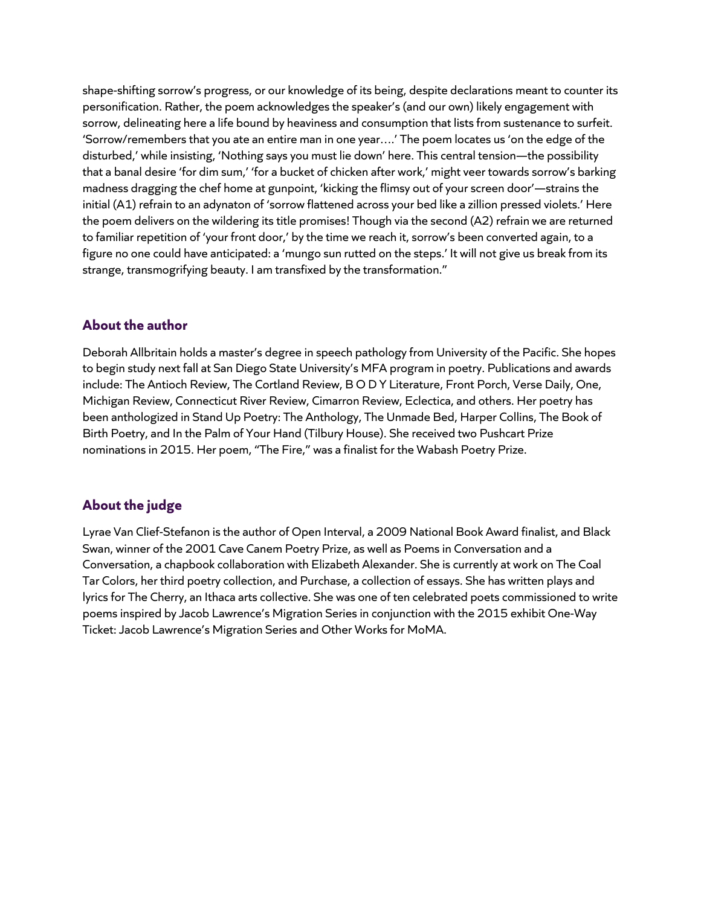shape-shifting sorrow's progress, or our knowledge of its being, despite declarations meant to counter its personification. Rather, the poem acknowledges the speaker's (and our own) likely engagement with sorrow, delineating here a life bound by heaviness and consumption that lists from sustenance to surfeit. 'Sorrow/remembers that you ate an entire man in one year….' The poem locates us 'on the edge of the disturbed,' while insisting, 'Nothing says you must lie down' here. This central tension—the possibility that a banal desire 'for dim sum,' 'for a bucket of chicken after work,' might veer towards sorrow's barking madness dragging the chef home at gunpoint, 'kicking the flimsy out of your screen door'—strains the initial (A1) refrain to an adynaton of 'sorrow flattened across your bed like a zillion pressed violets.' Here the poem delivers on the wildering its title promises! Though via the second (A2) refrain we are returned to familiar repetition of 'your front door,' by the time we reach it, sorrow's been converted again, to a figure no one could have anticipated: a 'mungo sun rutted on the steps.' It will not give us break from its strange, transmogrifying beauty. I am transfixed by the transformation."

## About the author

Deborah Allbritain holds a master's degree in speech pathology from University of the Pacific. She hopes to begin study next fall at San Diego State University's MFA program in poetry. Publications and awards include: The Antioch Review, The Cortland Review, B O D Y Literature, Front Porch, Verse Daily, One, Michigan Review, Connecticut River Review, Cimarron Review, Eclectica, and others. Her poetry has been anthologized in Stand Up Poetry: The Anthology, The Unmade Bed, Harper Collins, The Book of Birth Poetry, and In the Palm of Your Hand (Tilbury House). She received two Pushcart Prize nominations in 2015. Her poem, "The Fire," was a finalist for the Wabash Poetry Prize.

## About the judge

Lyrae Van Clief-Stefanon is the author of Open Interval, a 2009 National Book Award finalist, and Black Swan, winner of the 2001 Cave Canem Poetry Prize, as well as Poems in Conversation and a Conversation, a chapbook collaboration with Elizabeth Alexander. She is currently at work on The Coal Tar Colors, her third poetry collection, and Purchase, a collection of essays. She has written plays and lyrics for The Cherry, an Ithaca arts collective. She was one of ten celebrated poets commissioned to write poems inspired by Jacob Lawrence's Migration Series in conjunction with the 2015 exhibit One-Way Ticket: Jacob Lawrence's Migration Series and Other Works for MoMA.